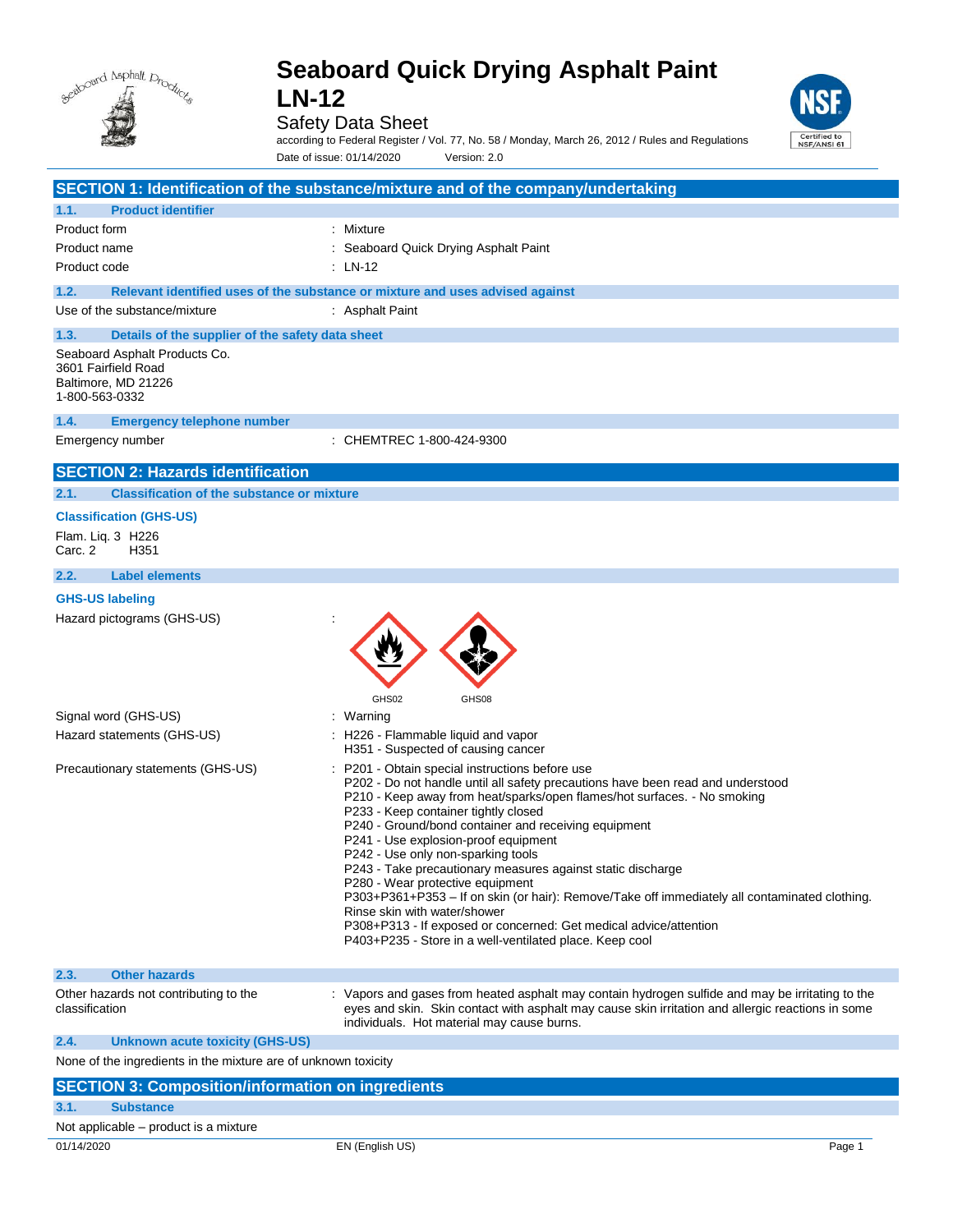# Seaboard Quick Drying Asphalt Paint LN-12

Safety Data Sheet

according to Federal Register / Vol. 77, No. 58 / Monday, March 26, 2012 / Rules and Regulations

Date of issue: 01/14/2020 Version: 2.0

## SECTION 1: Identification of the substance/mixture and of the company/undertaking

### 1.1. Product identifier

| | |
|---|---|
| Product form | : Mixture |
| Product name | : Seaboard Quick Drying Asphalt Paint |
| Product code | : LN-12 |

### 1.2. Relevant identified uses of the substance or mixture and uses advised against

| | |
|---|---|
| Use of the substance/mixture | : Asphalt Paint |

### 1.3. Details of the supplier of the safety data sheet

Seaboard Asphalt Products Co.
3601 Fairfield Road
Baltimore, MD 21226
1-800-563-0332

### 1.4. Emergency telephone number

| | |
|---|---|
| Emergency number | : CHEMTREC 1-800-424-9300 |

## SECTION 2: Hazards identification

### 2.1. Classification of the substance or mixture

**Classification (GHS-US)**

Flam. Liq. 3 H226
Carc. 2 H351

### 2.2. Label elements

**GHS-US labeling**

Hazard pictograms (GHS-US) : GHS02 GHS08

Signal word (GHS-US) : Warning

Hazard statements (GHS-US) :
H226 - Flammable liquid and vapor
H351 - Suspected of causing cancer

Precautionary statements (GHS-US) :
P201 - Obtain special instructions before use
P202 - Do not handle until all safety precautions have been read and understood
P210 - Keep away from heat/sparks/open flames/hot surfaces. - No smoking
P233 - Keep container tightly closed
P240 - Ground/bond container and receiving equipment
P241 - Use explosion-proof equipment
P242 - Use only non-sparking tools
P243 - Take precautionary measures against static discharge
P280 - Wear protective equipment
P303+P361+P353 – If on skin (or hair): Remove/Take off immediately all contaminated clothing. Rinse skin with water/shower
P308+P313 - If exposed or concerned: Get medical advice/attention
P403+P235 - Store in a well-ventilated place. Keep cool

### 2.3. Other hazards

Other hazards not contributing to the classification : Vapors and gases from heated asphalt may contain hydrogen sulfide and may be irritating to the eyes and skin. Skin contact with asphalt may cause skin irritation and allergic reactions in some individuals. Hot material may cause burns.

### 2.4. Unknown acute toxicity (GHS-US)

None of the ingredients in the mixture are of unknown toxicity

## SECTION 3: Composition/information on ingredients

### 3.1. Substance

Not applicable – product is a mixture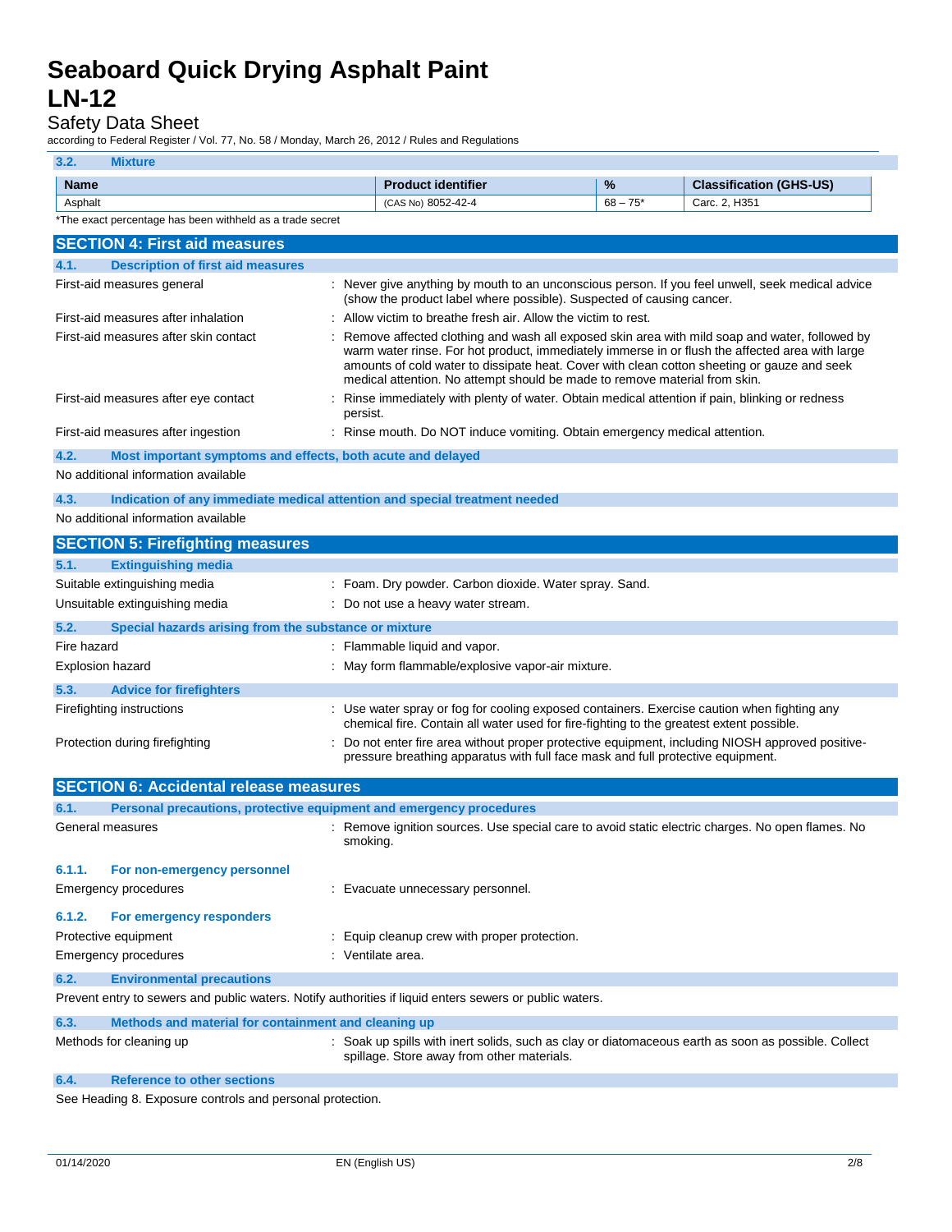### 3.2. Mixture

| Name | Product identifier | % | Classification (GHS-US) |
|---|---|---|---|
| Asphalt | (CAS No) 8052-42-4 | 68 – 75* | Carc. 2, H351 |

*The exact percentage has been withheld as a trade secret

## SECTION 4: First aid measures

### 4.1. Description of first aid measures

| | |
|---|---|
| First-aid measures general | : Never give anything by mouth to an unconscious person. If you feel unwell, seek medical advice (show the product label where possible). Suspected of causing cancer. |
| First-aid measures after inhalation | : Allow victim to breathe fresh air. Allow the victim to rest. |
| First-aid measures after skin contact | : Remove affected clothing and wash all exposed skin area with mild soap and water, followed by warm water rinse. For hot product, immediately immerse in or flush the affected area with large amounts of cold water to dissipate heat. Cover with clean cotton sheeting or gauze and seek medical attention. No attempt should be made to remove material from skin. |
| First-aid measures after eye contact | : Rinse immediately with plenty of water. Obtain medical attention if pain, blinking or redness persist. |
| First-aid measures after ingestion | : Rinse mouth. Do NOT induce vomiting. Obtain emergency medical attention. |

### 4.2. Most important symptoms and effects, both acute and delayed

No additional information available

### 4.3. Indication of any immediate medical attention and special treatment needed

No additional information available

## SECTION 5: Firefighting measures

### 5.1. Extinguishing media

| | |
|---|---|
| Suitable extinguishing media | : Foam. Dry powder. Carbon dioxide. Water spray. Sand. |
| Unsuitable extinguishing media | : Do not use a heavy water stream. |

### 5.2. Special hazards arising from the substance or mixture

| | |
|---|---|
| Fire hazard | : Flammable liquid and vapor. |
| Explosion hazard | : May form flammable/explosive vapor-air mixture. |

### 5.3. Advice for firefighters

| | |
|---|---|
| Firefighting instructions | : Use water spray or fog for cooling exposed containers. Exercise caution when fighting any chemical fire. Contain all water used for fire-fighting to the greatest extent possible. |
| Protection during firefighting | : Do not enter fire area without proper protective equipment, including NIOSH approved positive-pressure breathing apparatus with full face mask and full protective equipment. |

## SECTION 6: Accidental release measures

### 6.1. Personal precautions, protective equipment and emergency procedures

| | |
|---|---|
| General measures | : Remove ignition sources. Use special care to avoid static electric charges. No open flames. No smoking. |

#### 6.1.1. For non-emergency personnel

| | |
|---|---|
| Emergency procedures | : Evacuate unnecessary personnel. |

#### 6.1.2. For emergency responders

| | |
|---|---|
| Protective equipment | : Equip cleanup crew with proper protection. |
| Emergency procedures | : Ventilate area. |

### 6.2. Environmental precautions

Prevent entry to sewers and public waters. Notify authorities if liquid enters sewers or public waters.

### 6.3. Methods and material for containment and cleaning up

| | |
|---|---|
| Methods for cleaning up | : Soak up spills with inert solids, such as clay or diatomaceous earth as soon as possible. Collect spillage. Store away from other materials. |

### 6.4. Reference to other sections

See Heading 8. Exposure controls and personal protection.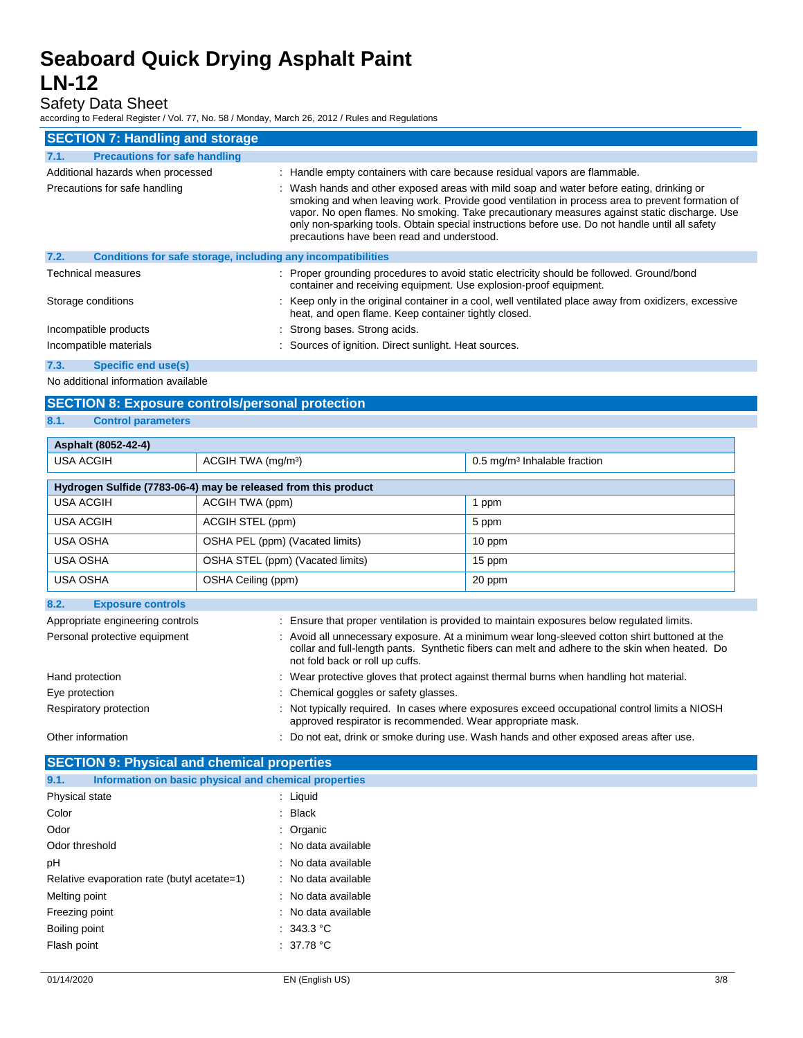## SECTION 7: Handling and storage

### 7.1. Precautions for safe handling

Additional hazards when processed : Handle empty containers with care because residual vapors are flammable.

Precautions for safe handling : Wash hands and other exposed areas with mild soap and water before eating, drinking or smoking and when leaving work. Provide good ventilation in process area to prevent formation of vapor. No open flames. No smoking. Take precautionary measures against static discharge. Use only non-sparking tools. Obtain special instructions before use. Do not handle until all safety precautions have been read and understood.

### 7.2. Conditions for safe storage, including any incompatibilities

Technical measures : Proper grounding procedures to avoid static electricity should be followed. Ground/bond container and receiving equipment. Use explosion-proof equipment.

Storage conditions : Keep only in the original container in a cool, well ventilated place away from oxidizers, excessive heat, and open flame. Keep container tightly closed.

Incompatible products : Strong bases. Strong acids.

Incompatible materials : Sources of ignition. Direct sunlight. Heat sources.

### 7.3. Specific end use(s)

No additional information available

## SECTION 8: Exposure controls/personal protection

### 8.1. Control parameters

| Asphalt (8052-42-4) | | |
|---|---|---|
| USA ACGIH | ACGIH TWA (mg/m³) | 0.5 mg/m³ Inhalable fraction |

| Hydrogen Sulfide (7783-06-4) may be released from this product | | |
|---|---|---|
| USA ACGIH | ACGIH TWA (ppm) | 1 ppm |
| USA ACGIH | ACGIH STEL (ppm) | 5 ppm |
| USA OSHA | OSHA PEL (ppm) (Vacated limits) | 10 ppm |
| USA OSHA | OSHA STEL (ppm) (Vacated limits) | 15 ppm |
| USA OSHA | OSHA Ceiling (ppm) | 20 ppm |

### 8.2. Exposure controls

Appropriate engineering controls : Ensure that proper ventilation is provided to maintain exposures below regulated limits.

Personal protective equipment : Avoid all unnecessary exposure. At a minimum wear long-sleeved cotton shirt buttoned at the collar and full-length pants. Synthetic fibers can melt and adhere to the skin when heated. Do not fold back or roll up cuffs.

Hand protection : Wear protective gloves that protect against thermal burns when handling hot material.

Eye protection : Chemical goggles or safety glasses.

Respiratory protection : Not typically required. In cases where exposures exceed occupational control limits a NIOSH approved respirator is recommended. Wear appropriate mask.

Other information : Do not eat, drink or smoke during use. Wash hands and other exposed areas after use.

## SECTION 9: Physical and chemical properties

### 9.1. Information on basic physical and chemical properties

Physical state : Liquid

Color : Black

Odor : Organic

Odor threshold : No data available

pH : No data available

Relative evaporation rate (butyl acetate=1) : No data available

Melting point : No data available

Freezing point : No data available

Boiling point : 343.3 °C

Flash point : 37.78 °C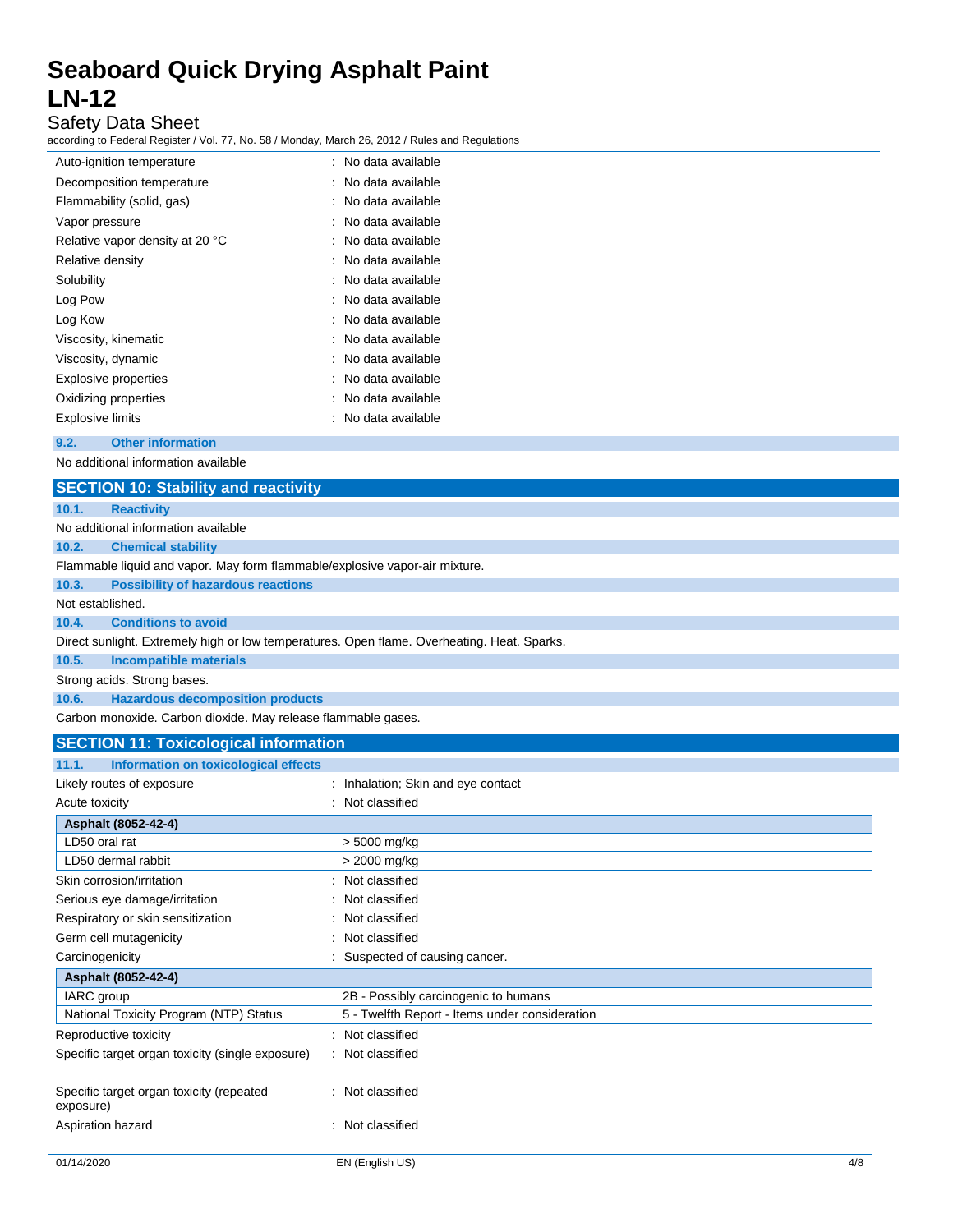| | |
|---|---|
| Auto-ignition temperature | : No data available |
| Decomposition temperature | : No data available |
| Flammability (solid, gas) | : No data available |
| Vapor pressure | : No data available |
| Relative vapor density at 20 °C | : No data available |
| Relative density | : No data available |
| Solubility | : No data available |
| Log Pow | : No data available |
| Log Kow | : No data available |
| Viscosity, kinematic | : No data available |
| Viscosity, dynamic | : No data available |
| Explosive properties | : No data available |
| Oxidizing properties | : No data available |
| Explosive limits | : No data available |

### 9.2. Other information

No additional information available

## SECTION 10: Stability and reactivity

### 10.1. Reactivity

No additional information available

### 10.2. Chemical stability

Flammable liquid and vapor. May form flammable/explosive vapor-air mixture.

### 10.3. Possibility of hazardous reactions

Not established.

### 10.4. Conditions to avoid

Direct sunlight. Extremely high or low temperatures. Open flame. Overheating. Heat. Sparks.

### 10.5. Incompatible materials

Strong acids. Strong bases.

### 10.6. Hazardous decomposition products

Carbon monoxide. Carbon dioxide. May release flammable gases.

## SECTION 11: Toxicological information

### 11.1. Information on toxicological effects

| | |
|---|---|
| Likely routes of exposure | : Inhalation; Skin and eye contact |
| Acute toxicity | : Not classified |

| Asphalt (8052-42-4) | |
|---|---|
| LD50 oral rat | > 5000 mg/kg |
| LD50 dermal rabbit | > 2000 mg/kg |

| | |
|---|---|
| Skin corrosion/irritation | : Not classified |
| Serious eye damage/irritation | : Not classified |
| Respiratory or skin sensitization | : Not classified |
| Germ cell mutagenicity | : Not classified |
| Carcinogenicity | : Suspected of causing cancer. |

| Asphalt (8052-42-4) | |
|---|---|
| IARC group | 2B - Possibly carcinogenic to humans |
| National Toxicity Program (NTP) Status | 5 - Twelfth Report - Items under consideration |

| | |
|---|---|
| Reproductive toxicity | : Not classified |
| Specific target organ toxicity (single exposure) | : Not classified |
| Specific target organ toxicity (repeated exposure) | : Not classified |
| Aspiration hazard | : Not classified |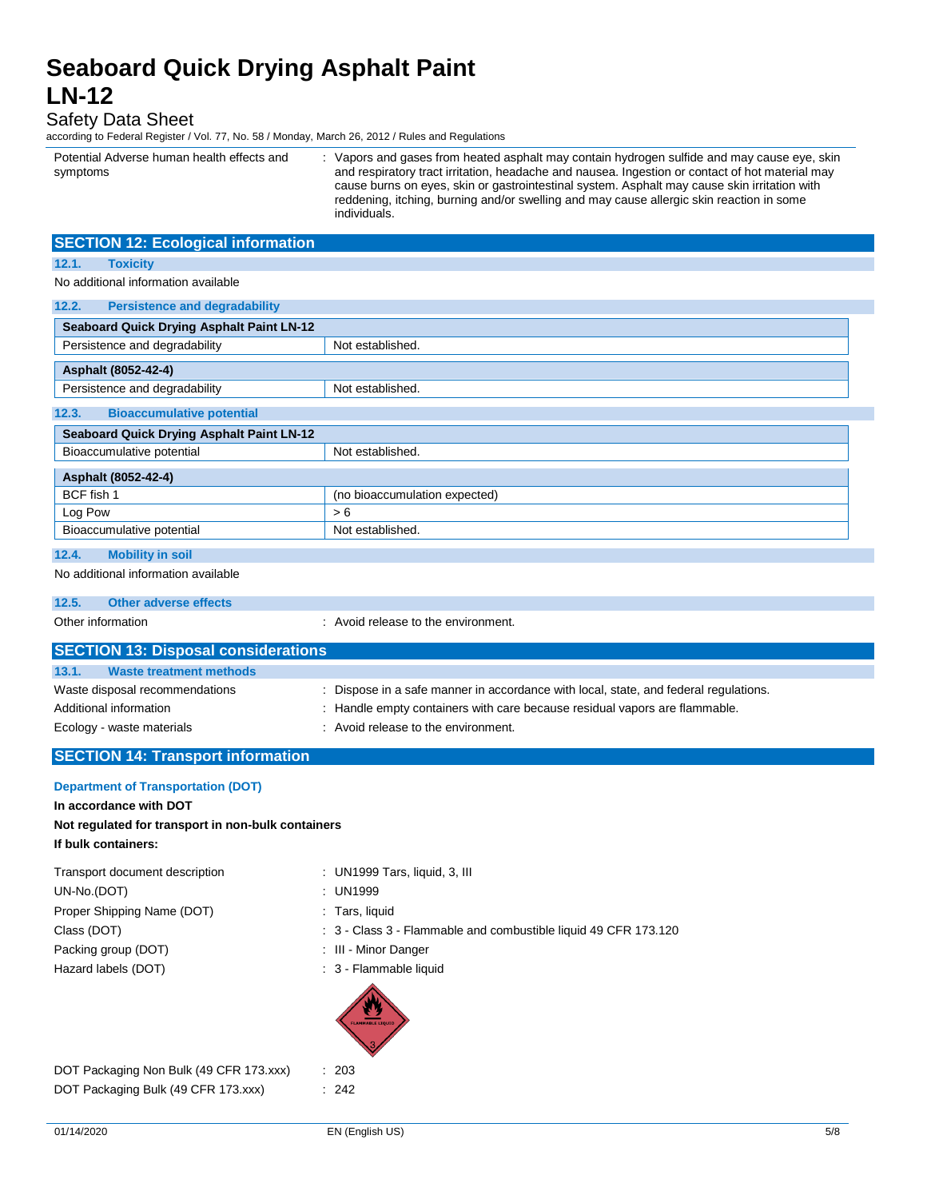| | |
|---|---|
| Potential Adverse human health effects and symptoms | : Vapors and gases from heated asphalt may contain hydrogen sulfide and may cause eye, skin and respiratory tract irritation, headache and nausea. Ingestion or contact of hot material may cause burns on eyes, skin or gastrointestinal system. Asphalt may cause skin irritation with reddening, itching, burning and/or swelling and may cause allergic skin reaction in some individuals. |

## SECTION 12: Ecological information

### 12.1. Toxicity

No additional information available

### 12.2. Persistence and degradability

| Seaboard Quick Drying Asphalt Paint LN-12 | |
|---|---|
| Persistence and degradability | Not established. |

| Asphalt (8052-42-4) | |
|---|---|
| Persistence and degradability | Not established. |

### 12.3. Bioaccumulative potential

| Seaboard Quick Drying Asphalt Paint LN-12 | |
|---|---|
| Bioaccumulative potential | Not established. |

| Asphalt (8052-42-4) | |
|---|---|
| BCF fish 1 | (no bioaccumulation expected) |
| Log Pow | > 6 |
| Bioaccumulative potential | Not established. |

### 12.4. Mobility in soil

No additional information available

### 12.5. Other adverse effects

Other information : Avoid release to the environment.

## SECTION 13: Disposal considerations

### 13.1. Waste treatment methods

Waste disposal recommendations : Dispose in a safe manner in accordance with local, state, and federal regulations.

Additional information : Handle empty containers with care because residual vapors are flammable.

Ecology - waste materials : Avoid release to the environment.

## SECTION 14: Transport information

**Department of Transportation (DOT)**

**In accordance with DOT**

**Not regulated for transport in non-bulk containers**

**If bulk containers:**

Transport document description : UN1999 Tars, liquid, 3, III

UN-No.(DOT) : UN1999

Proper Shipping Name (DOT) : Tars, liquid

Class (DOT) : 3 - Class 3 - Flammable and combustible liquid 49 CFR 173.120

Packing group (DOT) : III - Minor Danger

Hazard labels (DOT) : 3 - Flammable liquid

DOT Packaging Non Bulk (49 CFR 173.xxx) : 203

DOT Packaging Bulk (49 CFR 173.xxx) : 242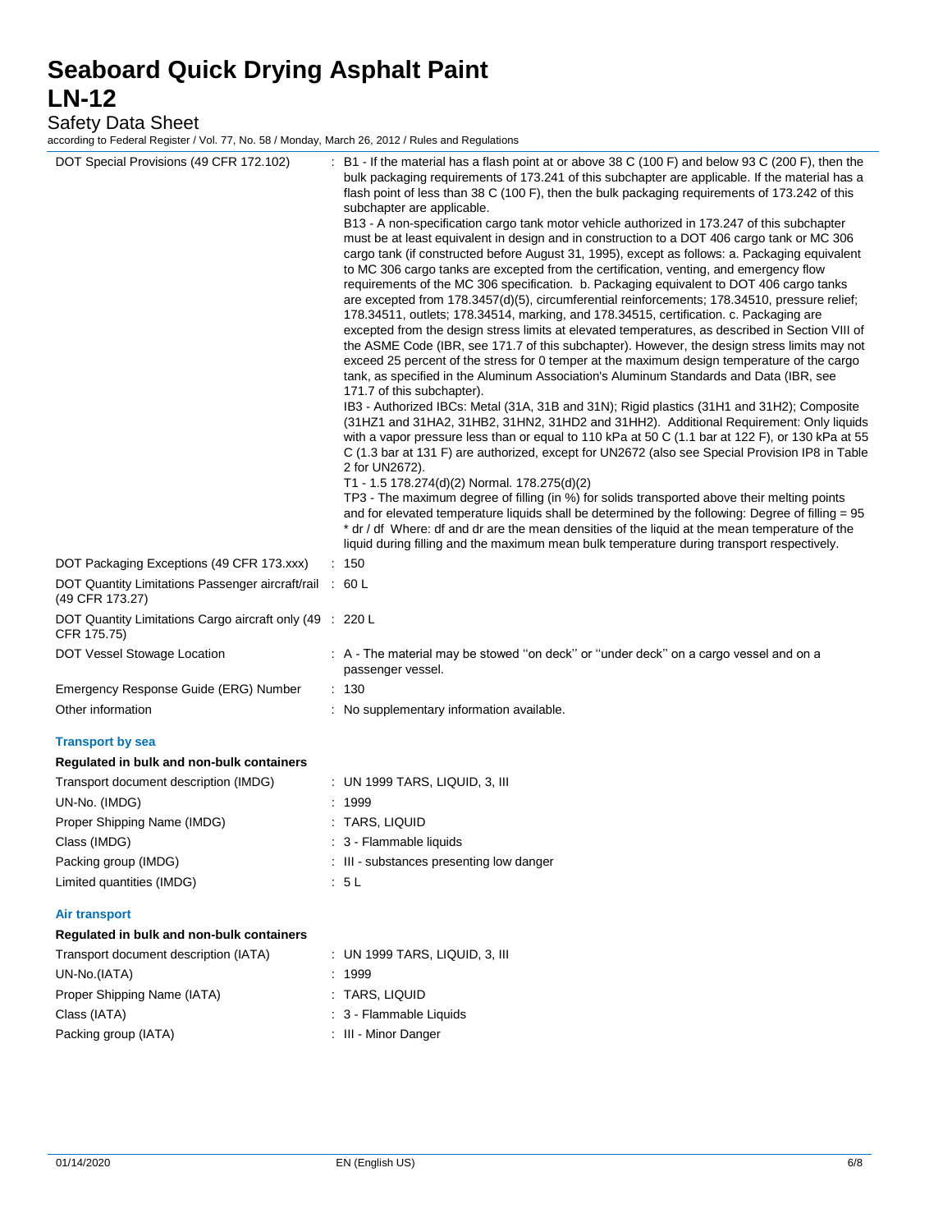| | |
|---|---|
| DOT Special Provisions (49 CFR 172.102) | : B1 - If the material has a flash point at or above 38 C (100 F) and below 93 C (200 F), then the bulk packaging requirements of 173.241 of this subchapter are applicable. If the material has a flash point of less than 38 C (100 F), then the bulk packaging requirements of 173.242 of this subchapter are applicable.<br>B13 - A non-specification cargo tank motor vehicle authorized in 173.247 of this subchapter must be at least equivalent in design and in construction to a DOT 406 cargo tank or MC 306 cargo tank (if constructed before August 31, 1995), except as follows: a. Packaging equivalent to MC 306 cargo tanks are excepted from the certification, venting, and emergency flow requirements of the MC 306 specification. b. Packaging equivalent to DOT 406 cargo tanks are excepted from 178.3457(d)(5), circumferential reinforcements; 178.34510, pressure relief; 178.34511, outlets; 178.34514, marking, and 178.34515, certification. c. Packaging are excepted from the design stress limits at elevated temperatures, as described in Section VIII of the ASME Code (IBR, see 171.7 of this subchapter). However, the design stress limits may not exceed 25 percent of the stress for 0 temper at the maximum design temperature of the cargo tank, as specified in the Aluminum Association's Aluminum Standards and Data (IBR, see 171.7 of this subchapter).<br>IB3 - Authorized IBCs: Metal (31A, 31B and 31N); Rigid plastics (31H1 and 31H2); Composite (31HZ1 and 31HA2, 31HB2, 31HN2, 31HD2 and 31HH2). Additional Requirement: Only liquids with a vapor pressure less than or equal to 110 kPa at 50 C (1.1 bar at 122 F), or 130 kPa at 55 C (1.3 bar at 131 F) are authorized, except for UN2672 (also see Special Provision IP8 in Table 2 for UN2672).<br>T1 - 1.5 178.274(d)(2) Normal. 178.275(d)(2)<br>TP3 - The maximum degree of filling (in %) for solids transported above their melting points and for elevated temperature liquids shall be determined by the following: Degree of filling = 95 * dr / df Where: df and dr are the mean densities of the liquid at the mean temperature of the liquid during filling and the maximum mean bulk temperature during transport respectively. |
| DOT Packaging Exceptions (49 CFR 173.xxx) | : 150 |
| DOT Quantity Limitations Passenger aircraft/rail (49 CFR 173.27) | : 60 L |
| DOT Quantity Limitations Cargo aircraft only (49 CFR 175.75) | : 220 L |
| DOT Vessel Stowage Location | : A - The material may be stowed ''on deck'' or ''under deck'' on a cargo vessel and on a passenger vessel. |
| Emergency Response Guide (ERG) Number | : 130 |
| Other information | : No supplementary information available. |

### Transport by sea

**Regulated in bulk and non-bulk containers**

| | |
|---|---|
| Transport document description (IMDG) | : UN 1999 TARS, LIQUID, 3, III |
| UN-No. (IMDG) | : 1999 |
| Proper Shipping Name (IMDG) | : TARS, LIQUID |
| Class (IMDG) | : 3 - Flammable liquids |
| Packing group (IMDG) | : III - substances presenting low danger |
| Limited quantities (IMDG) | : 5 L |

### Air transport

**Regulated in bulk and non-bulk containers**

| | |
|---|---|
| Transport document description (IATA) | : UN 1999 TARS, LIQUID, 3, III |
| UN-No.(IATA) | : 1999 |
| Proper Shipping Name (IATA) | : TARS, LIQUID |
| Class (IATA) | : 3 - Flammable Liquids |
| Packing group (IATA) | : III - Minor Danger |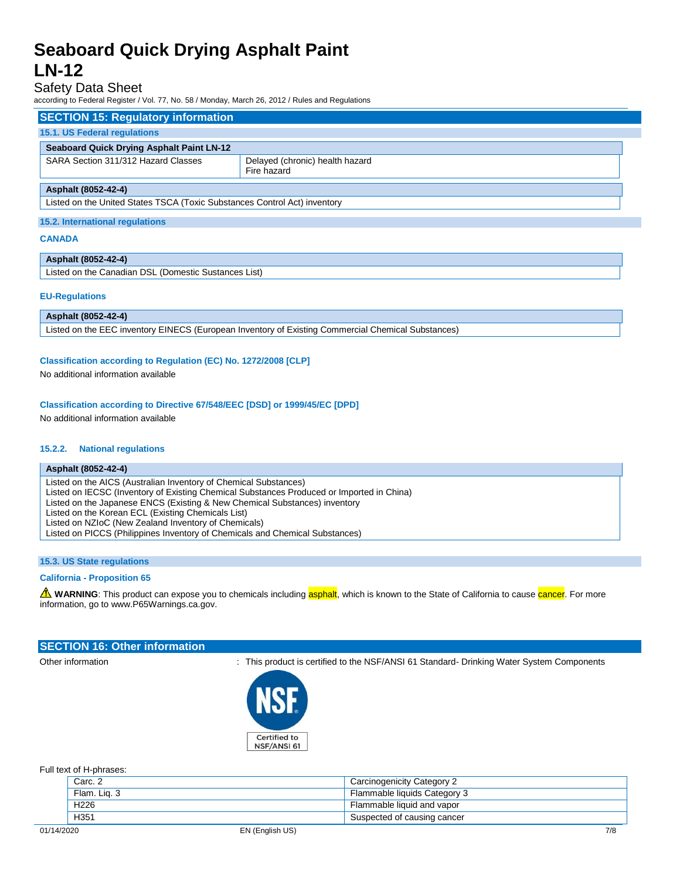## SECTION 15: Regulatory information

### 15.1. US Federal regulations

| Seaboard Quick Drying Asphalt Paint LN-12 | |
|---|---|
| SARA Section 311/312 Hazard Classes | Delayed (chronic) health hazard<br>Fire hazard |

| Asphalt (8052-42-4) |
|---|
| Listed on the United States TSCA (Toxic Substances Control Act) inventory |

### 15.2. International regulations

**CANADA**

| Asphalt (8052-42-4) |
|---|
| Listed on the Canadian DSL (Domestic Substances List) |

**EU-Regulations**

| Asphalt (8052-42-4) |
|---|
| Listed on the EEC inventory EINECS (European Inventory of Existing Commercial Chemical Substances) |

**Classification according to Regulation (EC) No. 1272/2008 [CLP]**

No additional information available

**Classification according to Directive 67/548/EEC [DSD] or 1999/45/EC [DPD]**

No additional information available

#### 15.2.2. National regulations

| Asphalt (8052-42-4) |
|---|
| Listed on the AICS (Australian Inventory of Chemical Substances)<br>Listed on IECSC (Inventory of Existing Chemical Substances Produced or Imported in China)<br>Listed on the Japanese ENCS (Existing & New Chemical Substances) inventory<br>Listed on the Korean ECL (Existing Chemicals List)<br>Listed on NZIoC (New Zealand Inventory of Chemicals)<br>Listed on PICCS (Philippines Inventory of Chemicals and Chemical Substances) |

### 15.3. US State regulations

**California - Proposition 65**

⚠ **WARNING**: This product can expose you to chemicals including asphalt, which is known to the State of California to cause cancer. For more information, go to www.P65Warnings.ca.gov.

## SECTION 16: Other information

Other information : This product is certified to the NSF/ANSI 61 Standard- Drinking Water System Components

NSF Certified to NSF/ANSI 61

Full text of H-phrases:

| | |
|---|---|
| Carc. 2 | Carcinogenicity Category 2 |
| Flam. Liq. 3 | Flammable liquids Category 3 |
| H226 | Flammable liquid and vapor |
| H351 | Suspected of causing cancer |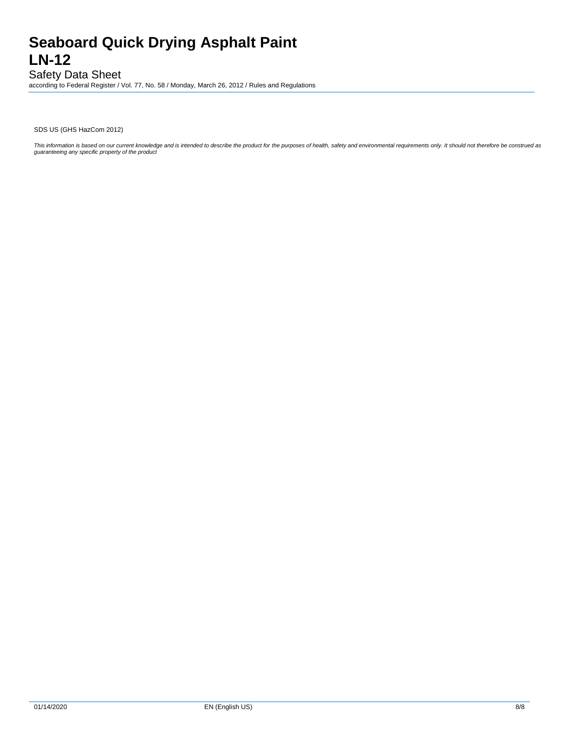SDS US (GHS HazCom 2012)

*This information is based on our current knowledge and is intended to describe the product for the purposes of health, safety and environmental requirements only. It should not therefore be construed as guaranteeing any specific property of the product*